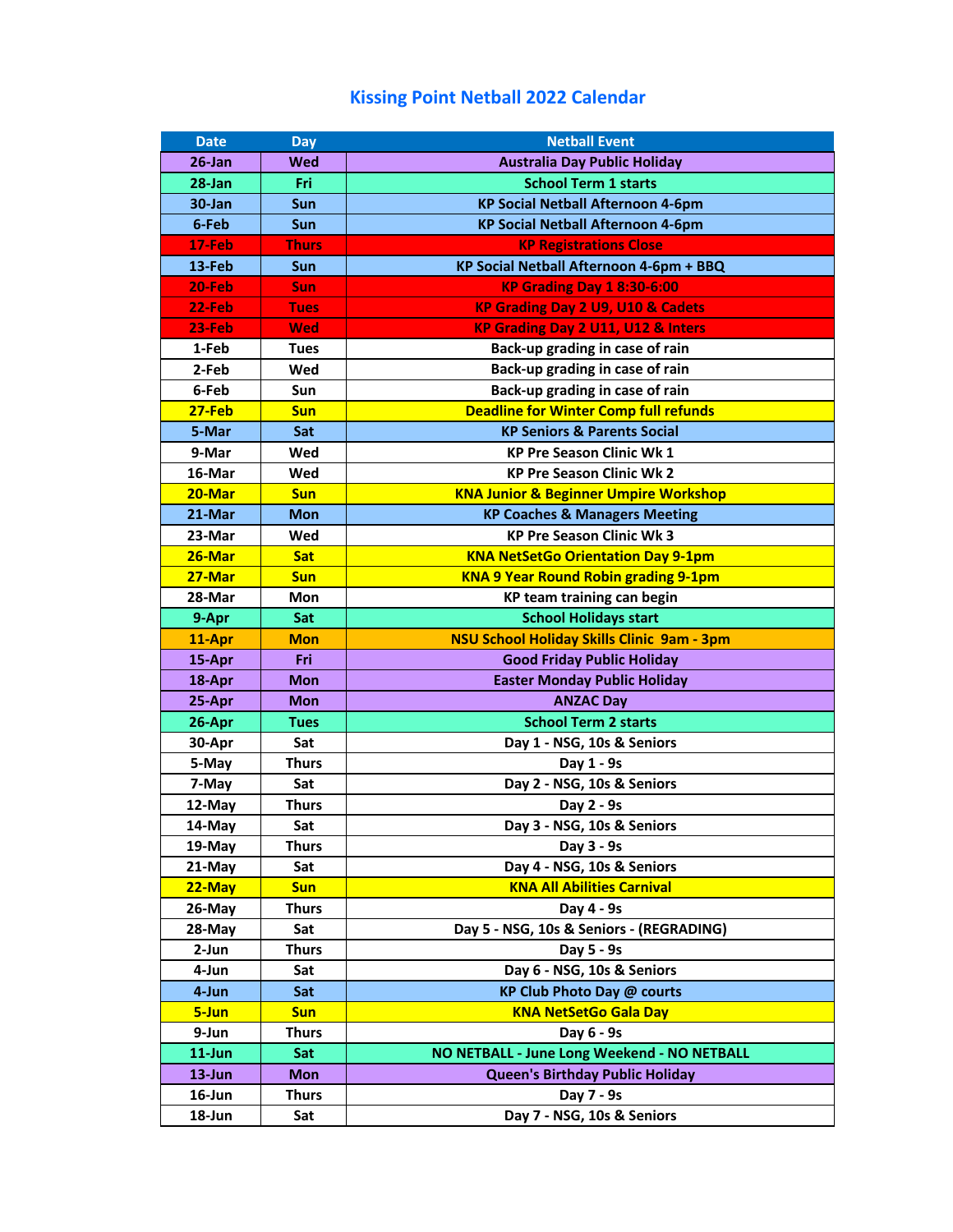# Kissing Point Netball 2022 Calendar

| Date | Day | Netball Event |
|---|---|---|
| 26-Jan | Wed | Australia Day Public Holiday |
| 28-Jan | Fri | School Term 1 starts |
| 30-Jan | Sun | KP Social Netball Afternoon 4-6pm |
| 6-Feb | Sun | KP Social Netball Afternoon 4-6pm |
| 17-Feb | Thurs | KP Registrations Close |
| 13-Feb | Sun | KP Social Netball Afternoon 4-6pm + BBQ |
| 20-Feb | Sun | KP Grading Day 1 8:30-6:00 |
| 22-Feb | Tues | KP Grading Day 2 U9, U10 & Cadets |
| 23-Feb | Wed | KP Grading Day 2 U11, U12 & Inters |
| 1-Feb | Tues | Back-up grading in case of rain |
| 2-Feb | Wed | Back-up grading in case of rain |
| 6-Feb | Sun | Back-up grading in case of rain |
| 27-Feb | Sun | Deadline for Winter Comp full refunds |
| 5-Mar | Sat | KP Seniors & Parents Social |
| 9-Mar | Wed | KP Pre Season Clinic Wk 1 |
| 16-Mar | Wed | KP Pre Season Clinic Wk 2 |
| 20-Mar | Sun | KNA Junior & Beginner Umpire Workshop |
| 21-Mar | Mon | KP Coaches & Managers Meeting |
| 23-Mar | Wed | KP Pre Season Clinic Wk 3 |
| 26-Mar | Sat | KNA NetSetGo Orientation Day 9-1pm |
| 27-Mar | Sun | KNA 9 Year Round Robin grading 9-1pm |
| 28-Mar | Mon | KP team training can begin |
| 9-Apr | Sat | School Holidays start |
| 11-Apr | Mon | NSU School Holiday Skills Clinic 9am - 3pm |
| 15-Apr | Fri | Good Friday Public Holiday |
| 18-Apr | Mon | Easter Monday Public Holiday |
| 25-Apr | Mon | ANZAC Day |
| 26-Apr | Tues | School Term 2 starts |
| 30-Apr | Sat | Day 1 - NSG, 10s & Seniors |
| 5-May | Thurs | Day 1 - 9s |
| 7-May | Sat | Day 2 - NSG, 10s & Seniors |
| 12-May | Thurs | Day 2 - 9s |
| 14-May | Sat | Day 3 - NSG, 10s & Seniors |
| 19-May | Thurs | Day 3 - 9s |
| 21-May | Sat | Day 4 - NSG, 10s & Seniors |
| 22-May | Sun | KNA All Abilities Carnival |
| 26-May | Thurs | Day 4 - 9s |
| 28-May | Sat | Day 5 - NSG, 10s & Seniors - (REGRADING) |
| 2-Jun | Thurs | Day 5 - 9s |
| 4-Jun | Sat | Day 6 - NSG, 10s & Seniors |
| 4-Jun | Sat | KP Club Photo Day @ courts |
| 5-Jun | Sun | KNA NetSetGo Gala Day |
| 9-Jun | Thurs | Day 6 - 9s |
| 11-Jun | Sat | NO NETBALL - June Long Weekend - NO NETBALL |
| 13-Jun | Mon | Queen's Birthday Public Holiday |
| 16-Jun | Thurs | Day 7 - 9s |
| 18-Jun | Sat | Day 7 - NSG, 10s & Seniors |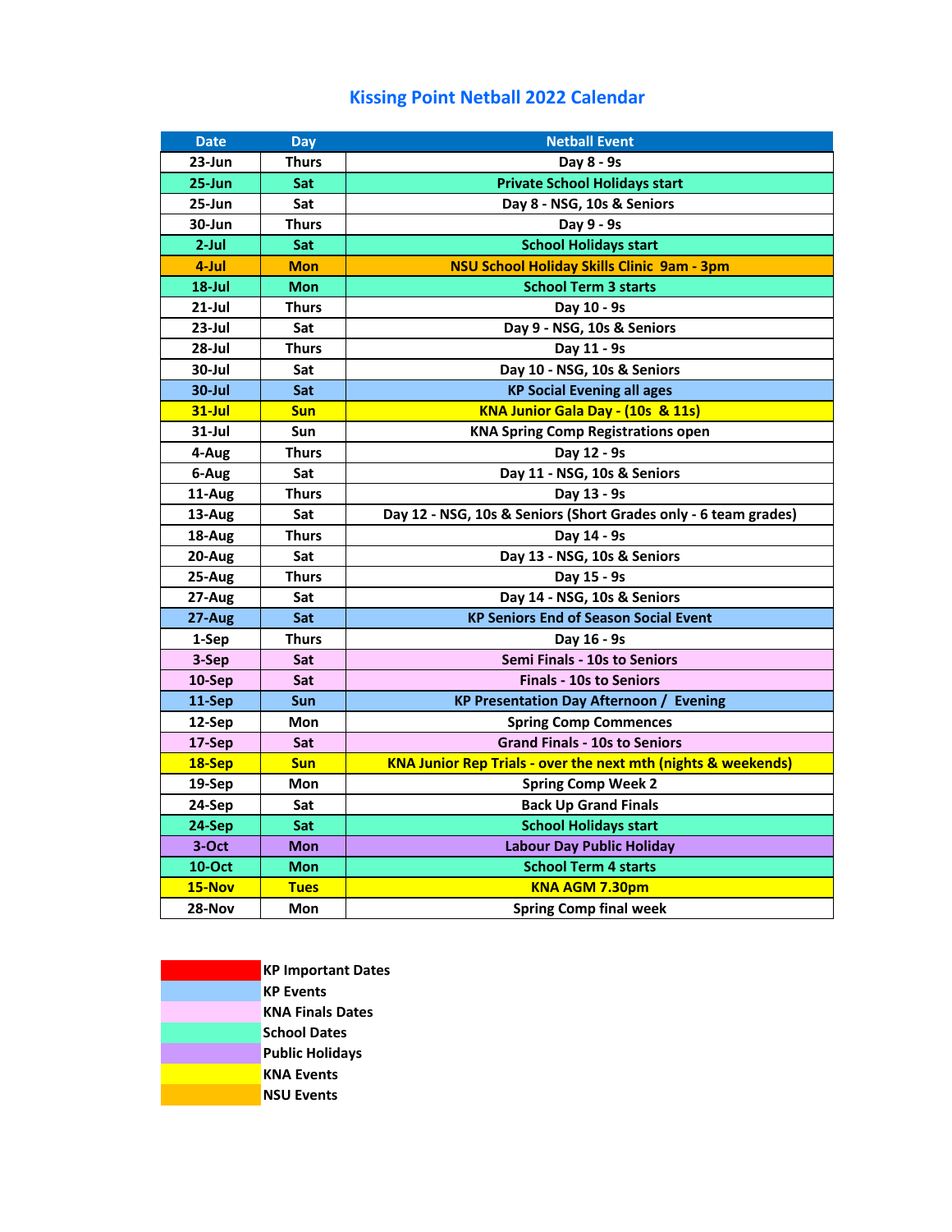## Kissing Point Netball 2022 Calendar

| Date | Day | Netball Event |
|---|---|---|
| 23-Jun | Thurs | Day 8 - 9s |
| 25-Jun | Sat | Private School Holidays start |
| 25-Jun | Sat | Day 8 - NSG, 10s & Seniors |
| 30-Jun | Thurs | Day 9 - 9s |
| 2-Jul | Sat | School Holidays start |
| 4-Jul | Mon | NSU School Holiday Skills Clinic 9am - 3pm |
| 18-Jul | Mon | School Term 3 starts |
| 21-Jul | Thurs | Day 10 - 9s |
| 23-Jul | Sat | Day 9 - NSG, 10s & Seniors |
| 28-Jul | Thurs | Day 11 - 9s |
| 30-Jul | Sat | Day 10 - NSG, 10s & Seniors |
| 30-Jul | Sat | KP Social Evening all ages |
| 31-Jul | Sun | KNA Junior Gala Day - (10s & 11s) |
| 31-Jul | Sun | KNA Spring Comp Registrations open |
| 4-Aug | Thurs | Day 12 - 9s |
| 6-Aug | Sat | Day 11 - NSG, 10s & Seniors |
| 11-Aug | Thurs | Day 13 - 9s |
| 13-Aug | Sat | Day 12 - NSG, 10s & Seniors (Short Grades only - 6 team grades) |
| 18-Aug | Thurs | Day 14 - 9s |
| 20-Aug | Sat | Day 13 - NSG, 10s & Seniors |
| 25-Aug | Thurs | Day 15 - 9s |
| 27-Aug | Sat | Day 14 - NSG, 10s & Seniors |
| 27-Aug | Sat | KP Seniors End of Season Social Event |
| 1-Sep | Thurs | Day 16 - 9s |
| 3-Sep | Sat | Semi Finals - 10s to Seniors |
| 10-Sep | Sat | Finals - 10s to Seniors |
| 11-Sep | Sun | KP Presentation Day Afternoon / Evening |
| 12-Sep | Mon | Spring Comp Commences |
| 17-Sep | Sat | Grand Finals - 10s to Seniors |
| 18-Sep | Sun | KNA Junior Rep Trials - over the next mth (nights & weekends) |
| 19-Sep | Mon | Spring Comp Week 2 |
| 24-Sep | Sat | Back Up Grand Finals |
| 24-Sep | Sat | School Holidays start |
| 3-Oct | Mon | Labour Day Public Holiday |
| 10-Oct | Mon | School Term 4 starts |
| 15-Nov | Tues | KNA AGM 7.30pm |
| 28-Nov | Mon | Spring Comp final week |

KP Important Dates
KP Events
KNA Finals Dates
School Dates
Public Holidays
KNA Events
NSU Events